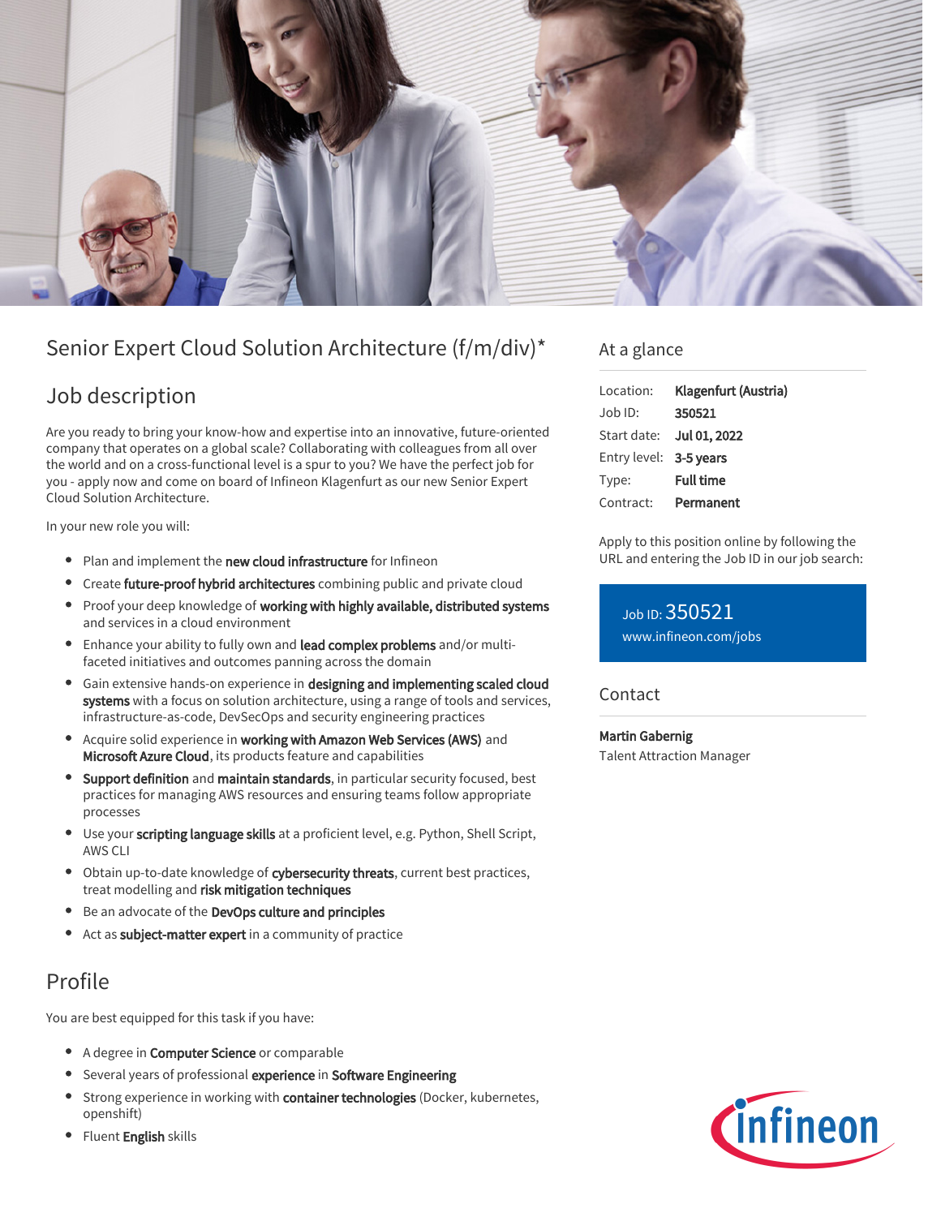# Senior Expert Cloud Solution Architecture (f/m/div)*

## Job description

Are you ready to bring your know-how and expertise into an innovative, future-oriented company that operates on a global scale? Collaborating with colleagues from all over the world and on a cross-functional level is a spur to you? We have the perfect job for you - apply now and come on board of Infineon Klagenfurt as our new Senior Expert Cloud Solution Architecture.

In your new role you will:

- Plan and implement the **new cloud infrastructure** for Infineon
- Create **future-proof hybrid architectures** combining public and private cloud
- Proof your deep knowledge of **working with highly available, distributed systems** and services in a cloud environment
- Enhance your ability to fully own and **lead complex problems** and/or multi-faceted initiatives and outcomes panning across the domain
- Gain extensive hands-on experience in **designing and implementing scaled cloud systems** with a focus on solution architecture, using a range of tools and services, infrastructure-as-code, DevSecOps and security engineering practices
- Acquire solid experience in **working with Amazon Web Services (AWS)** and **Microsoft Azure Cloud**, its products feature and capabilities
- **Support definition** and **maintain standards**, in particular security focused, best practices for managing AWS resources and ensuring teams follow appropriate processes
- Use your **scripting language skills** at a proficient level, e.g. Python, Shell Script, AWS CLI
- Obtain up-to-date knowledge of **cybersecurity threats**, current best practices, treat modelling and **risk mitigation techniques**
- Be an advocate of the **DevOps culture and principles**
- Act as **subject-matter expert** in a community of practice

## Profile

You are best equipped for this task if you have:

- A degree in **Computer Science** or comparable
- Several years of professional **experience** in **Software Engineering**
- Strong experience in working with **container technologies** (Docker, kubernetes, openshift)
- Fluent **English** skills

## At a glance

| | |
|---|---|
| Location: | **Klagenfurt (Austria)** |
| Job ID: | **350521** |
| Start date: | **Jul 01, 2022** |
| Entry level: | **3-5 years** |
| Type: | **Full time** |
| Contract: | **Permanent** |

Apply to this position online by following the URL and entering the Job ID in our job search:

Job ID: 350521
www.infineon.com/jobs

## Contact

**Martin Gabernig**
Talent Attraction Manager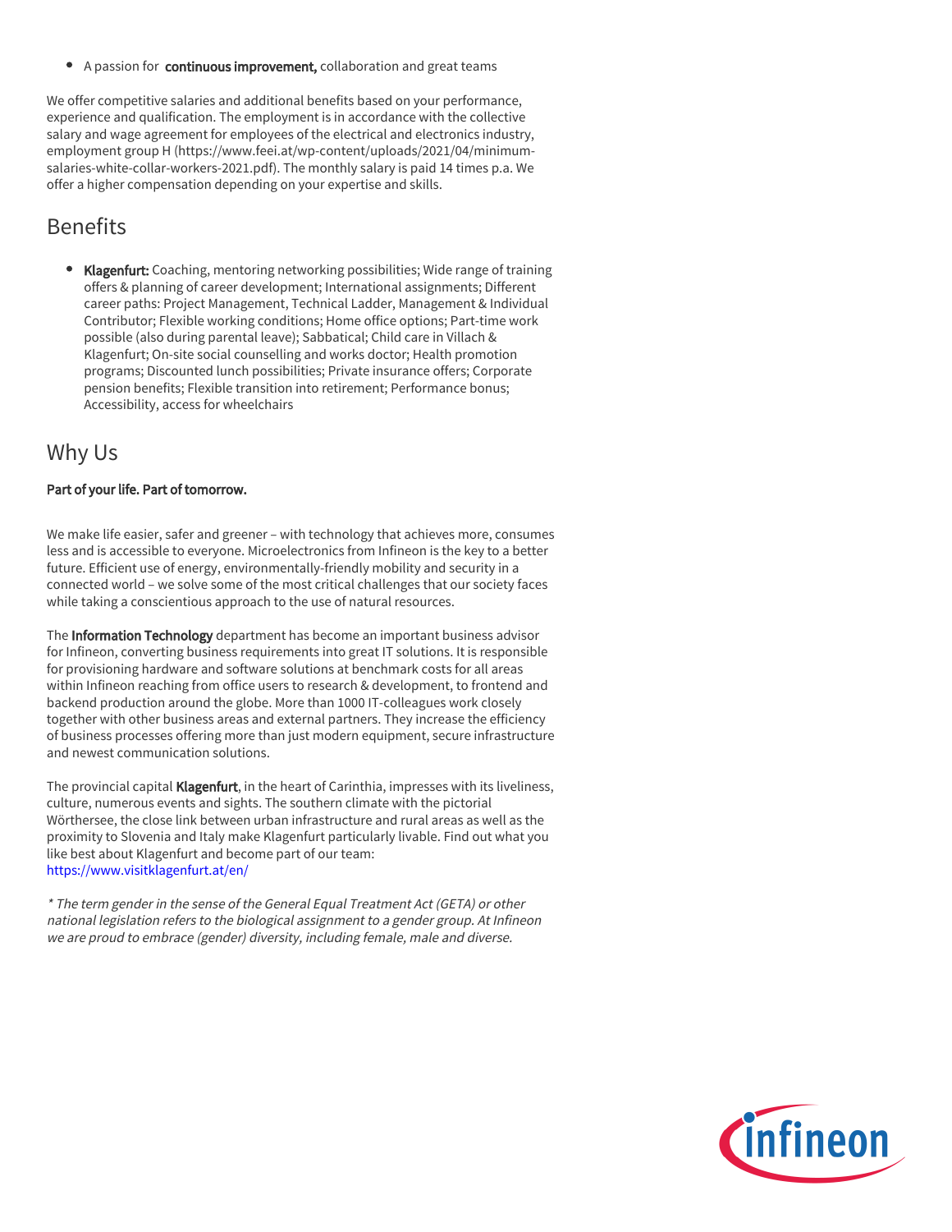- A passion for **continuous improvement,** collaboration and great teams

We offer competitive salaries and additional benefits based on your performance, experience and qualification. The employment is in accordance with the collective salary and wage agreement for employees of the electrical and electronics industry, employment group H (https://www.feei.at/wp-content/uploads/2021/04/minimum-salaries-white-collar-workers-2021.pdf). The monthly salary is paid 14 times p.a. We offer a higher compensation depending on your expertise and skills.

## Benefits

- **Klagenfurt:** Coaching, mentoring networking possibilities; Wide range of training offers & planning of career development; International assignments; Different career paths: Project Management, Technical Ladder, Management & Individual Contributor; Flexible working conditions; Home office options; Part-time work possible (also during parental leave); Sabbatical; Child care in Villach & Klagenfurt; On-site social counselling and works doctor; Health promotion programs; Discounted lunch possibilities; Private insurance offers; Corporate pension benefits; Flexible transition into retirement; Performance bonus; Accessibility, access for wheelchairs

## Why Us

**Part of your life. Part of tomorrow.**

We make life easier, safer and greener – with technology that achieves more, consumes less and is accessible to everyone. Microelectronics from Infineon is the key to a better future. Efficient use of energy, environmentally-friendly mobility and security in a connected world – we solve some of the most critical challenges that our society faces while taking a conscientious approach to the use of natural resources.

The **Information Technology** department has become an important business advisor for Infineon, converting business requirements into great IT solutions. It is responsible for provisioning hardware and software solutions at benchmark costs for all areas within Infineon reaching from office users to research & development, to frontend and backend production around the globe. More than 1000 IT-colleagues work closely together with other business areas and external partners. They increase the efficiency of business processes offering more than just modern equipment, secure infrastructure and newest communication solutions.

The provincial capital **Klagenfurt**, in the heart of Carinthia, impresses with its liveliness, culture, numerous events and sights. The southern climate with the pictorial Wörthersee, the close link between urban infrastructure and rural areas as well as the proximity to Slovenia and Italy make Klagenfurt particularly livable. Find out what you like best about Klagenfurt and become part of our team: https://www.visitklagenfurt.at/en/

*\* The term gender in the sense of the General Equal Treatment Act (GETA) or other national legislation refers to the biological assignment to a gender group. At Infineon we are proud to embrace (gender) diversity, including female, male and diverse.*